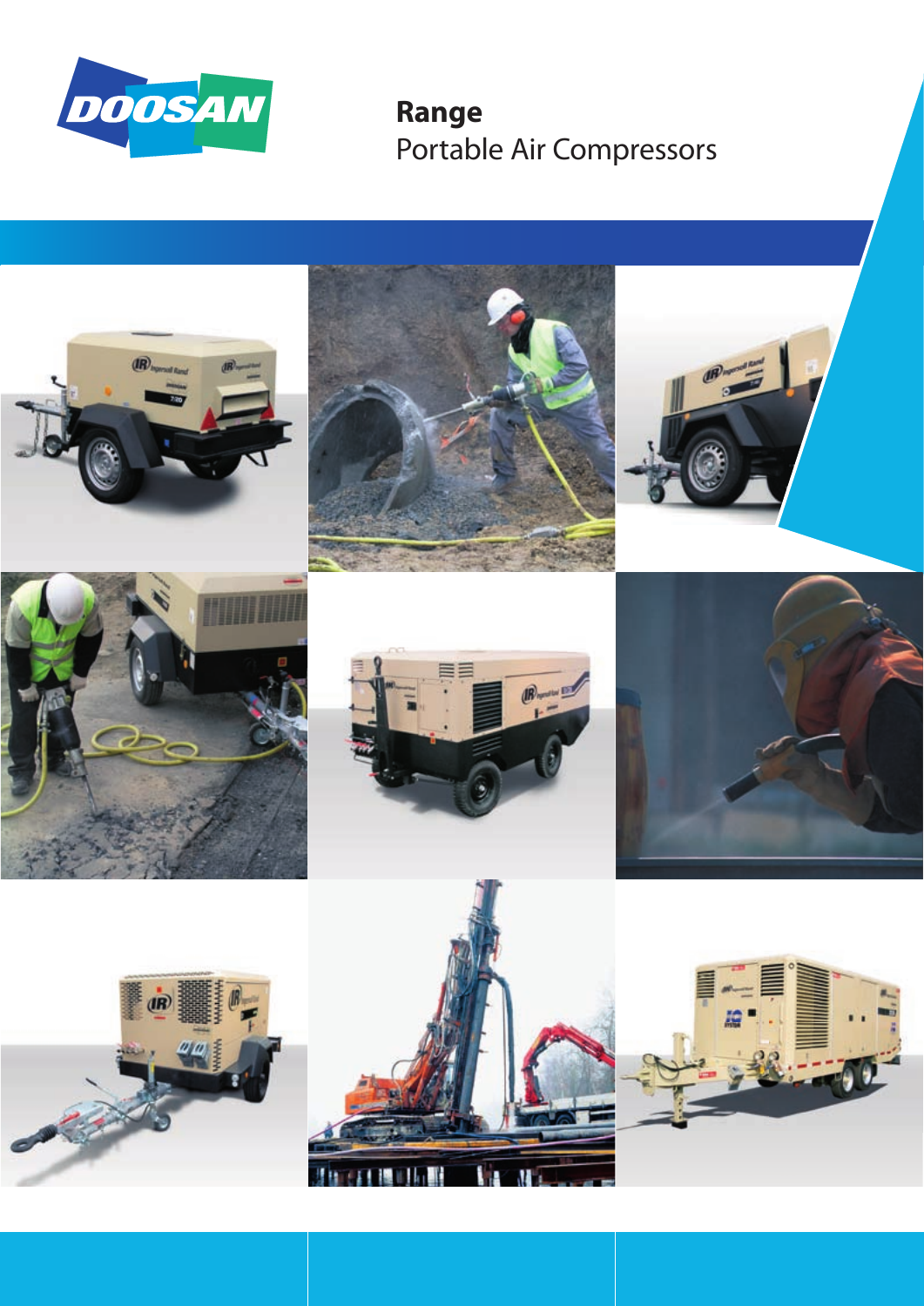DOOSAN

# Range

Portable Air Compressors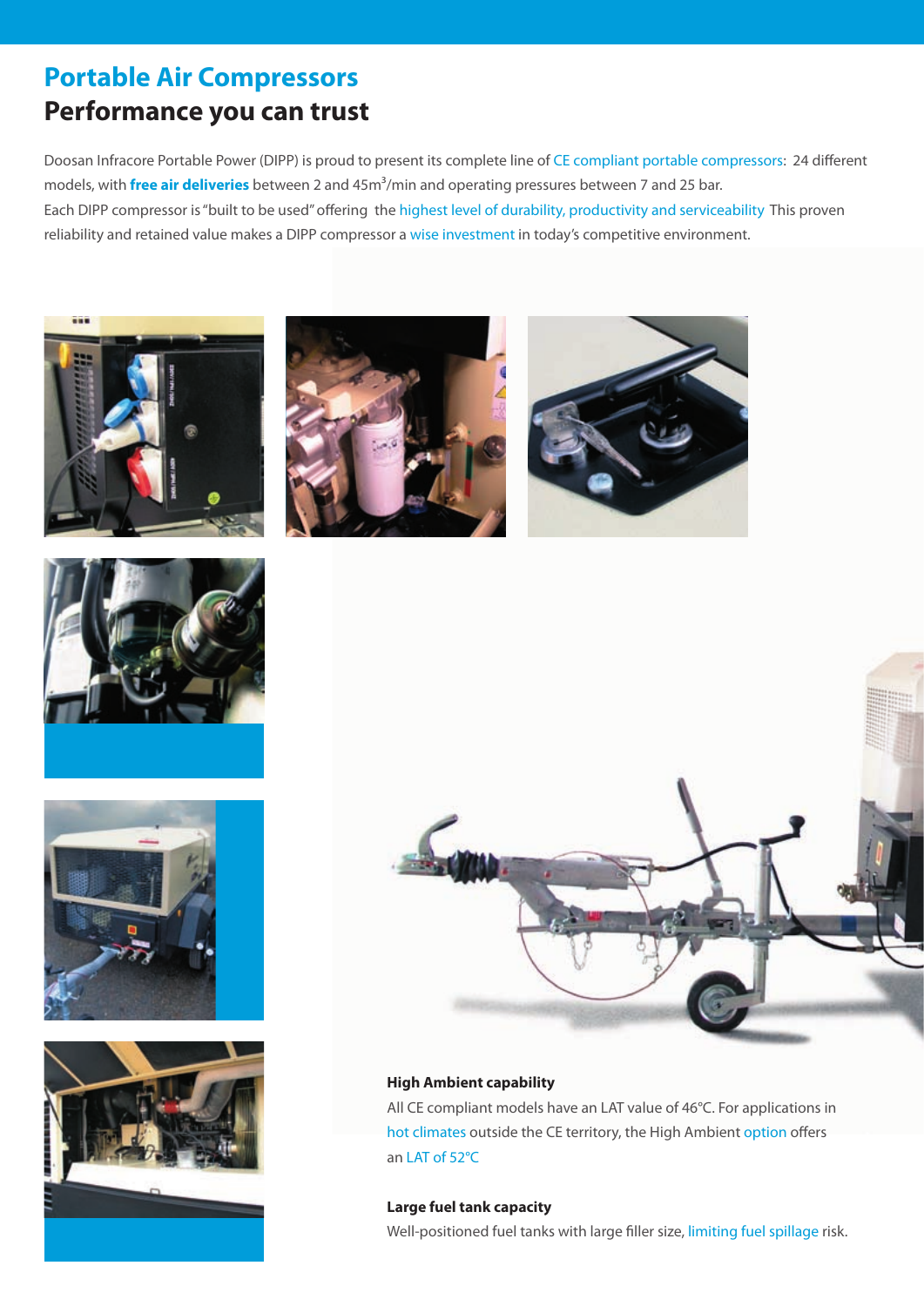# Portable Air Compressors

## Performance you can trust

Doosan Infracore Portable Power (DIPP) is proud to present its complete line of CE compliant portable compressors: 24 different models, with **free air deliveries** between 2 and 45m$^3$/min and operating pressures between 7 and 25 bar.
Each DIPP compressor is "built to be used" offering the highest level of durability, productivity and serviceability This proven reliability and retained value makes a DIPP compressor a wise investment in today's competitive environment.

**High Ambient capability**

All CE compliant models have an LAT value of 46°C. For applications in hot climates outside the CE territory, the High Ambient option offers an LAT of 52°C

**Large fuel tank capacity**

Well-positioned fuel tanks with large filler size, limiting fuel spillage risk.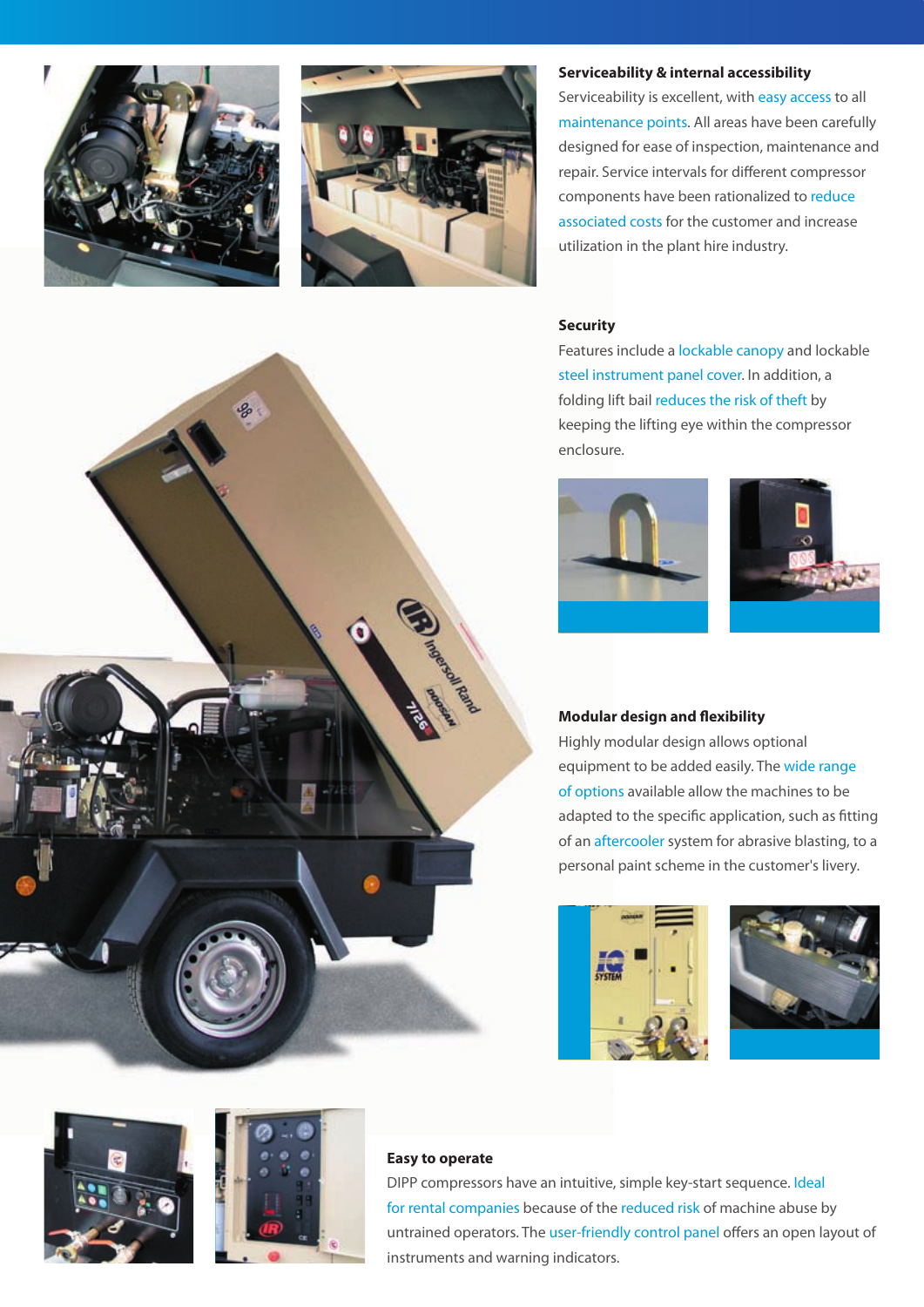## Serviceability & internal accessibility

Serviceability is excellent, with easy access to all maintenance points. All areas have been carefully designed for ease of inspection, maintenance and repair. Service intervals for different compressor components have been rationalized to reduce associated costs for the customer and increase utilization in the plant hire industry.

## Security

Features include a lockable canopy and lockable steel instrument panel cover. In addition, a folding lift bail reduces the risk of theft by keeping the lifting eye within the compressor enclosure.

## Modular design and flexibility

Highly modular design allows optional equipment to be added easily. The wide range of options available allow the machines to be adapted to the specific application, such as fitting of an aftercooler system for abrasive blasting, to a personal paint scheme in the customer's livery.

## Easy to operate

DIPP compressors have an intuitive, simple key-start sequence. Ideal for rental companies because of the reduced risk of machine abuse by untrained operators. The user-friendly control panel offers an open layout of instruments and warning indicators.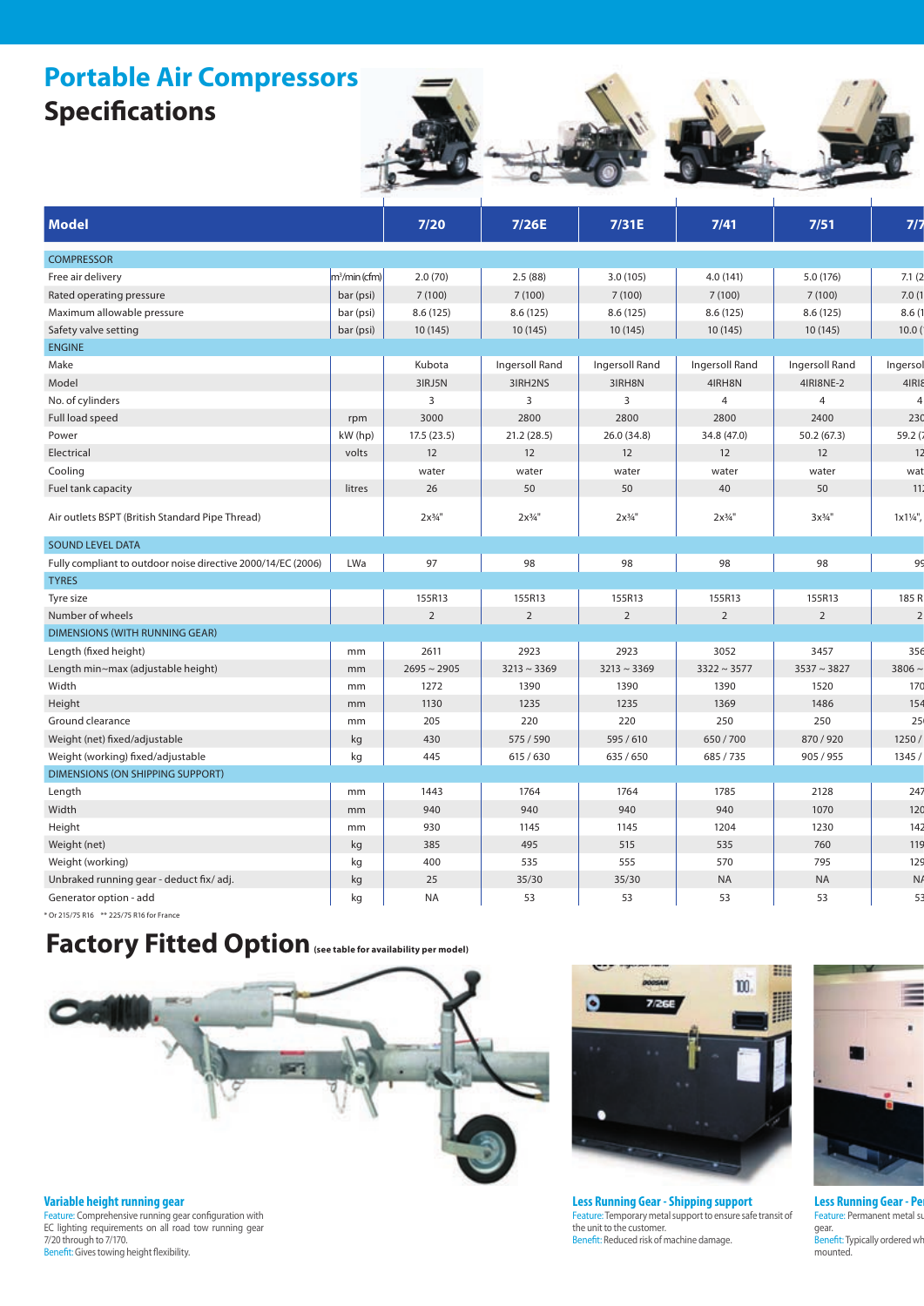# Portable Air Compressors
## Specifications

| Model | | 7/20 | 7/26E | 7/31E | 7/41 | 7/51 | 7/7 |
|---|---|---|---|---|---|---|---|
| COMPRESSOR | | | | | | | |
| Free air delivery | m³/min (cfm) | 2.0 (70) | 2.5 (88) | 3.0 (105) | 4.0 (141) | 5.0 (176) | 7.1 (2 |
| Rated operating pressure | bar (psi) | 7 (100) | 7 (100) | 7 (100) | 7 (100) | 7 (100) | 7.0 (1 |
| Maximum allowable pressure | bar (psi) | 8.6 (125) | 8.6 (125) | 8.6 (125) | 8.6 (125) | 8.6 (125) | 8.6 (1 |
| Safety valve setting | bar (psi) | 10 (145) | 10 (145) | 10 (145) | 10 (145) | 10 (145) | 10.0 ( |
| ENGINE | | | | | | | |
| Make | | Kubota | Ingersoll Rand | Ingersoll Rand | Ingersoll Rand | Ingersoll Rand | Ingersol |
| Model | | 3IRJ5N | 3IRH2NS | 3IRH8N | 4IRH8N | 4IRI8NE-2 | 4IRI |
| No. of cylinders | | 3 | 3 | 3 | 4 | 4 | 4 |
| Full load speed | rpm | 3000 | 2800 | 2800 | 2800 | 2400 | 230 |
| Power | kW (hp) | 17.5 (23.5) | 21.2 (28.5) | 26.0 (34.8) | 34.8 (47.0) | 50.2 (67.3) | 59.2 ( |
| Electrical | volts | 12 | 12 | 12 | 12 | 12 | 12 |
| Cooling | | water | water | water | water | water | wat |
| Fuel tank capacity | litres | 26 | 50 | 50 | 40 | 50 | 11 |
| Air outlets BSPT (British Standard Pipe Thread) | | 2x¾" | 2x¾" | 2x¾" | 2x¾" | 3x¾" | 1x1¼", |
| SOUND LEVEL DATA | | | | | | | |
| Fully compliant to outdoor noise directive 2000/14/EC (2006) | LWa | 97 | 98 | 98 | 98 | 98 | 99 |
| TYRES | | | | | | | |
| Tyre size | | 155R13 | 155R13 | 155R13 | 155R13 | 155R13 | 185 R |
| Number of wheels | | 2 | 2 | 2 | 2 | 2 | 2 |
| DIMENSIONS (WITH RUNNING GEAR) | | | | | | | |
| Length (fixed height) | mm | 2611 | 2923 | 2923 | 3052 | 3457 | 356 |
| Length min~max (adjustable height) | mm | 2695 ~ 2905 | 3213 ~ 3369 | 3213 ~ 3369 | 3322 ~ 3577 | 3537 ~ 3827 | 3806 ~ |
| Width | mm | 1272 | 1390 | 1390 | 1390 | 1520 | 170 |
| Height | mm | 1130 | 1235 | 1235 | 1369 | 1486 | 154 |
| Ground clearance | mm | 205 | 220 | 220 | 250 | 250 | 25 |
| Weight (net) fixed/adjustable | kg | 430 | 575 / 590 | 595 / 610 | 650 / 700 | 870 / 920 | 1250 / |
| Weight (working) fixed/adjustable | kg | 445 | 615 / 630 | 635 / 650 | 685 / 735 | 905 / 955 | 1345 / |
| DIMENSIONS (ON SHIPPING SUPPORT) | | | | | | | |
| Length | mm | 1443 | 1764 | 1764 | 1785 | 2128 | 247 |
| Width | mm | 940 | 940 | 940 | 940 | 1070 | 120 |
| Height | mm | 930 | 1145 | 1145 | 1204 | 1230 | 142 |
| Weight (net) | kg | 385 | 495 | 515 | 535 | 760 | 119 |
| Weight (working) | kg | 400 | 535 | 555 | 570 | 795 | 129 |
| Unbraked running gear - deduct fix/ adj. | kg | 25 | 35/30 | 35/30 | NA | NA | NA |
| Generator option - add | kg | NA | 53 | 53 | 53 | 53 | 53 |

\* Or 215/75 R16 \*\* 225/75 R16 for France

# Factory Fitted Option (see table for availability per model)

**Variable height running gear**
Feature: Comprehensive running gear configuration with EC lighting requirements on all road tow running gear 7/20 through to 7/170.
Benefit: Gives towing height flexibility.

**Less Running Gear - Shipping support**
Feature: Temporary metal support to ensure safe transit of the unit to the customer.
Benefit: Reduced risk of machine damage.

**Less Running Gear - Pe**
Feature: Permanent metal s gear.
Benefit: Typically ordered wh mounted.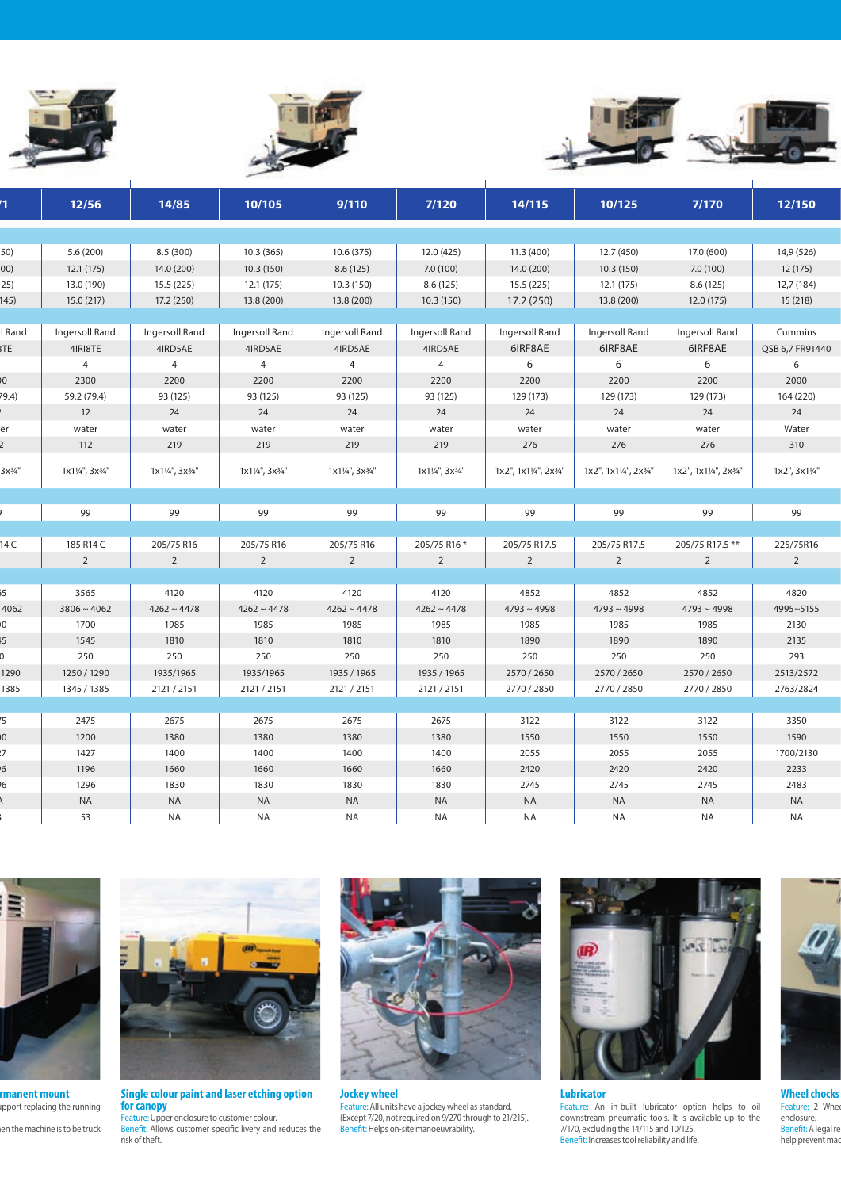| 71 | 12/56 | 14/85 | 10/105 | 9/110 | 7/120 | 14/115 | 10/125 | 7/170 | 12/150 |
|---|---|---|---|---|---|---|---|---|---|
| | | | | | | | | | |
| 50) | 5.6 (200) | 8.5 (300) | 10.3 (365) | 10.6 (375) | 12.0 (425) | 11.3 (400) | 12.7 (450) | 17.0 (600) | 14,9 (526) |
| 00) | 12.1 (175) | 14.0 (200) | 10.3 (150) | 8.6 (125) | 7.0 (100) | 14.0 (200) | 10.3 (150) | 7.0 (100) | 12 (175) |
| 25) | 13.0 (190) | 15.5 (225) | 12.1 (175) | 10.3 (150) | 8.6 (125) | 15.5 (225) | 12.1 (175) | 8.6 (125) | 12,7 (184) |
| 145) | 15.0 (217) | 17.2 (250) | 13.8 (200) | 13.8 (200) | 10.3 (150) | 17.2 (250) | 13.8 (200) | 12.0 (175) | 15 (218) |
| | | | | | | | | | |
| l Rand | Ingersoll Rand | Ingersoll Rand | Ingersoll Rand | Ingersoll Rand | Ingersoll Rand | Ingersoll Rand | Ingersoll Rand | Ingersoll Rand | Cummins |
| 3TE | 4IRI8TE | 4IRD5AE | 4IRD5AE | 4IRD5AE | 4IRD5AE | 6IRF8AE | 6IRF8AE | 6IRF8AE | QSB 6,7 FR91440 |
| | 4 | 4 | 4 | 4 | 4 | 6 | 6 | 6 | 6 |
| 0 | 2300 | 2200 | 2200 | 2200 | 2200 | 2200 | 2200 | 2200 | 2000 |
| 79.4) | 59.2 (79.4) | 93 (125) | 93 (125) | 93 (125) | 93 (125) | 129 (173) | 129 (173) | 129 (173) | 164 (220) |
| | 12 | 24 | 24 | 24 | 24 | 24 | 24 | 24 | 24 |
| er | water | water | water | water | water | water | water | water | Water |
| 2 | 112 | 219 | 219 | 219 | 219 | 276 | 276 | 276 | 310 |
| 3x¾" | 1x1¼", 3x¾" | 1x1¼", 3x¾" | 1x1¼", 3x¾" | 1x1¼", 3x¾" | 1x1¼", 3x¾" | 1x2", 1x1¼", 2x¾" | 1x2", 1x1¼", 2x¾" | 1x2", 1x1¼", 2x¾" | 1x2", 3x1¼" |
| | | | | | | | | | |
| | 99 | 99 | 99 | 99 | 99 | 99 | 99 | 99 | 99 |
| | | | | | | | | | |
| 14 C | 185 R14 C | 205/75 R16 | 205/75 R16 | 205/75 R16 | 205/75 R16 * | 205/75 R17.5 | 205/75 R17.5 | 205/75 R17.5 ** | 225/75R16 |
| | 2 | 2 | 2 | 2 | 2 | 2 | 2 | 2 | 2 |
| | | | | | | | | | |
| 5 | 3565 | 4120 | 4120 | 4120 | 4120 | 4852 | 4852 | 4852 | 4820 |
| 4062 | 3806 ~ 4062 | 4262 ~ 4478 | 4262 ~ 4478 | 4262 ~ 4478 | 4262 ~ 4478 | 4793 ~ 4998 | 4793 ~ 4998 | 4793 ~ 4998 | 4995~5155 |
| 0 | 1700 | 1985 | 1985 | 1985 | 1985 | 1985 | 1985 | 1985 | 2130 |
| 5 | 1545 | 1810 | 1810 | 1810 | 1810 | 1890 | 1890 | 1890 | 2135 |
| 0 | 250 | 250 | 250 | 250 | 250 | 250 | 250 | 250 | 293 |
| 1290 | 1250 / 1290 | 1935/1965 | 1935/1965 | 1935 / 1965 | 1935 / 1965 | 2570 / 2650 | 2570 / 2650 | 2570 / 2650 | 2513/2572 |
| 1385 | 1345 / 1385 | 2121 / 2151 | 2121 / 2151 | 2121 / 2151 | 2121 / 2151 | 2770 / 2850 | 2770 / 2850 | 2770 / 2850 | 2763/2824 |
| | | | | | | | | | |
| 5 | 2475 | 2675 | 2675 | 2675 | 2675 | 3122 | 3122 | 3122 | 3350 |
| 0 | 1200 | 1380 | 1380 | 1380 | 1380 | 1550 | 1550 | 1550 | 1590 |
| 7 | 1427 | 1400 | 1400 | 1400 | 1400 | 2055 | 2055 | 2055 | 1700/2130 |
| 6 | 1196 | 1660 | 1660 | 1660 | 1660 | 2420 | 2420 | 2420 | 2233 |
| 6 | 1296 | 1830 | 1830 | 1830 | 1830 | 2745 | 2745 | 2745 | 2483 |
| | NA | NA | NA | NA | NA | NA | NA | NA | NA |
| | 53 | NA | NA | NA | NA | NA | NA | NA | NA |

**rmanent mount**
upport replacing the running
en the machine is to be truck

**Single colour paint and laser etching option for canopy**
Feature: Upper enclosure to customer colour.
Benefit: Allows customer specific livery and reduces the risk of theft.

**Jockey wheel**
Feature: All units have a jockey wheel as standard. (Except 7/20, not required on 9/270 through to 21/215).
Benefit: Helps on-site manoeuvrability.

**Lubricator**
Feature: An in-built lubricator option helps to oil downstream pneumatic tools. It is available up to the 7/170, excluding the 14/115 and 10/125.
Benefit: Increases tool reliability and life.

**Wheel chocks**
Feature: 2 Whee
enclosure.
Benefit: A legal re
help prevent mac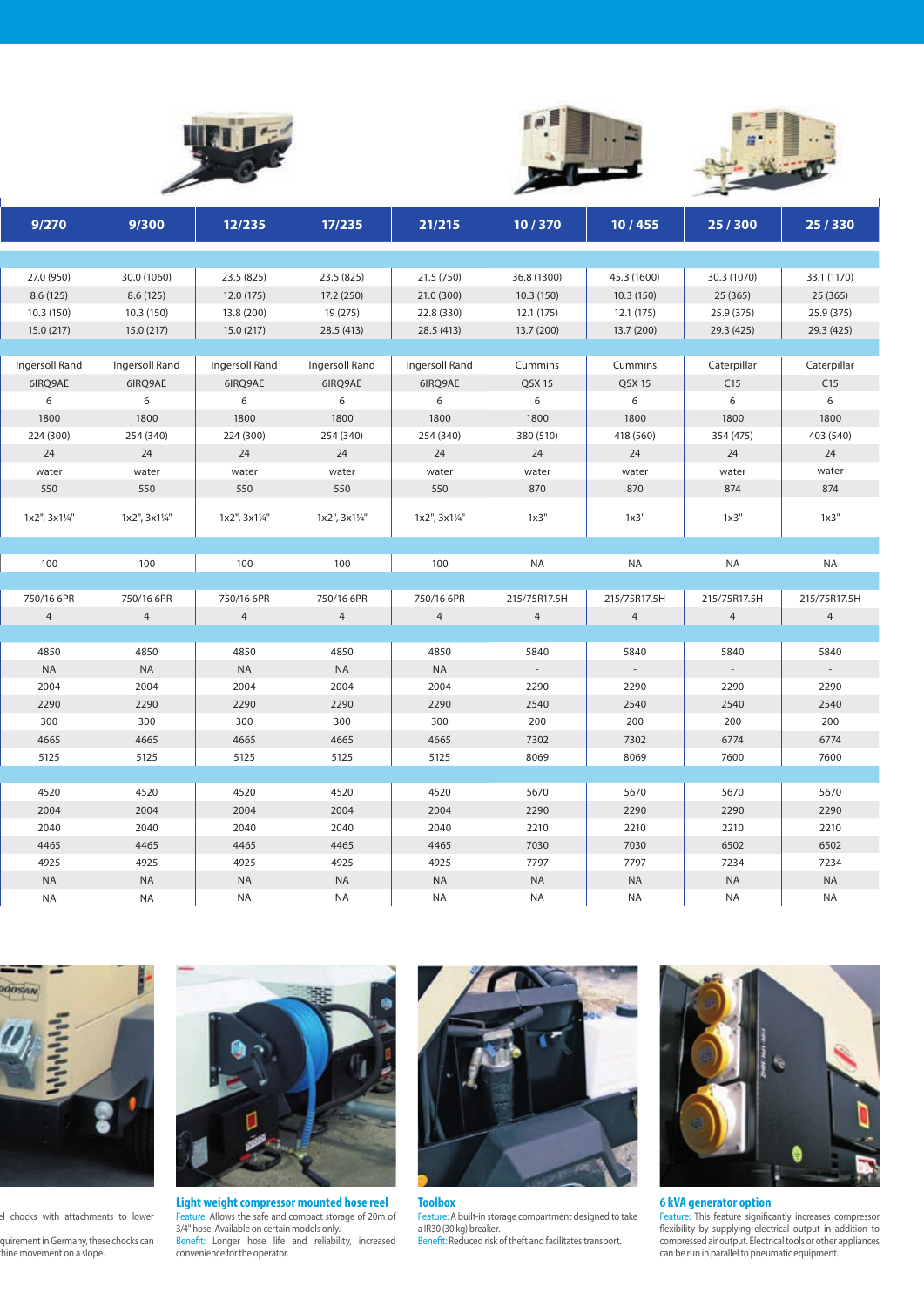| 9/270 | 9/300 | 12/235 | 17/235 | 21/215 | 10 / 370 | 10 / 455 | 25 / 300 | 25 / 330 |
|---|---|---|---|---|---|---|---|---|
| | | | | | | | | |
| 27.0 (950) | 30.0 (1060) | 23.5 (825) | 23.5 (825) | 21.5 (750) | 36.8 (1300) | 45.3 (1600) | 30.3 (1070) | 33.1 (1170) |
| 8.6 (125) | 8.6 (125) | 12.0 (175) | 17.2 (250) | 21.0 (300) | 10.3 (150) | 10.3 (150) | 25 (365) | 25 (365) |
| 10.3 (150) | 10.3 (150) | 13.8 (200) | 19 (275) | 22.8 (330) | 12.1 (175) | 12.1 (175) | 25.9 (375) | 25.9 (375) |
| 15.0 (217) | 15.0 (217) | 15.0 (217) | 28.5 (413) | 28.5 (413) | 13.7 (200) | 13.7 (200) | 29.3 (425) | 29.3 (425) |
| | | | | | | | | |
| Ingersoll Rand | Ingersoll Rand | Ingersoll Rand | Ingersoll Rand | Ingersoll Rand | Cummins | Cummins | Caterpillar | Caterpillar |
| 6IRQ9AE | 6IRQ9AE | 6IRQ9AE | 6IRQ9AE | 6IRQ9AE | QSX 15 | QSX 15 | C15 | C15 |
| 6 | 6 | 6 | 6 | 6 | 6 | 6 | 6 | 6 |
| 1800 | 1800 | 1800 | 1800 | 1800 | 1800 | 1800 | 1800 | 1800 |
| 224 (300) | 254 (340) | 224 (300) | 254 (340) | 254 (340) | 380 (510) | 418 (560) | 354 (475) | 403 (540) |
| 24 | 24 | 24 | 24 | 24 | 24 | 24 | 24 | 24 |
| water | water | water | water | water | water | water | water | water |
| 550 | 550 | 550 | 550 | 550 | 870 | 870 | 874 | 874 |
| 1x2", 3x1¼" | 1x2", 3x1¼" | 1x2", 3x1¼" | 1x2", 3x1¼" | 1x2", 3x1¼" | 1x3" | 1x3" | 1x3" | 1x3" |
| | | | | | | | | |
| 100 | 100 | 100 | 100 | 100 | NA | NA | NA | NA |
| | | | | | | | | |
| 750/16 6PR | 750/16 6PR | 750/16 6PR | 750/16 6PR | 750/16 6PR | 215/75R17.5H | 215/75R17.5H | 215/75R17.5H | 215/75R17.5H |
| 4 | 4 | 4 | 4 | 4 | 4 | 4 | 4 | 4 |
| | | | | | | | | |
| 4850 | 4850 | 4850 | 4850 | 4850 | 5840 | 5840 | 5840 | 5840 |
| NA | NA | NA | NA | NA | - | - | - | - |
| 2004 | 2004 | 2004 | 2004 | 2004 | 2290 | 2290 | 2290 | 2290 |
| 2290 | 2290 | 2290 | 2290 | 2290 | 2540 | 2540 | 2540 | 2540 |
| 300 | 300 | 300 | 300 | 300 | 200 | 200 | 200 | 200 |
| 4665 | 4665 | 4665 | 4665 | 4665 | 7302 | 7302 | 6774 | 6774 |
| 5125 | 5125 | 5125 | 5125 | 5125 | 8069 | 8069 | 7600 | 7600 |
| | | | | | | | | |
| 4520 | 4520 | 4520 | 4520 | 4520 | 5670 | 5670 | 5670 | 5670 |
| 2004 | 2004 | 2004 | 2004 | 2004 | 2290 | 2290 | 2290 | 2290 |
| 2040 | 2040 | 2040 | 2040 | 2040 | 2210 | 2210 | 2210 | 2210 |
| 4465 | 4465 | 4465 | 4465 | 4465 | 7030 | 7030 | 6502 | 6502 |
| 4925 | 4925 | 4925 | 4925 | 4925 | 7797 | 7797 | 7234 | 7234 |
| NA | NA | NA | NA | NA | NA | NA | NA | NA |
| NA | NA | NA | NA | NA | NA | NA | NA | NA |

...el chocks with attachments to lower ...quirement in Germany, these chocks can ...hine movement on a slope.

**Light weight compressor mounted hose reel**
Feature: Allows the safe and compact storage of 20m of 3/4" hose. Available on certain models only.
Benefit: Longer hose life and reliability, increased convenience for the operator.

**Toolbox**
Feature: A built-in storage compartment designed to take a IR30 (30 kg) breaker.
Benefit: Reduced risk of theft and facilitates transport.

**6 kVA generator option**
Feature: This feature significantly increases compressor flexibility by supplying electrical output in addition to compressed air output. Electrical tools or other appliances can be run in parallel to pneumatic equipment.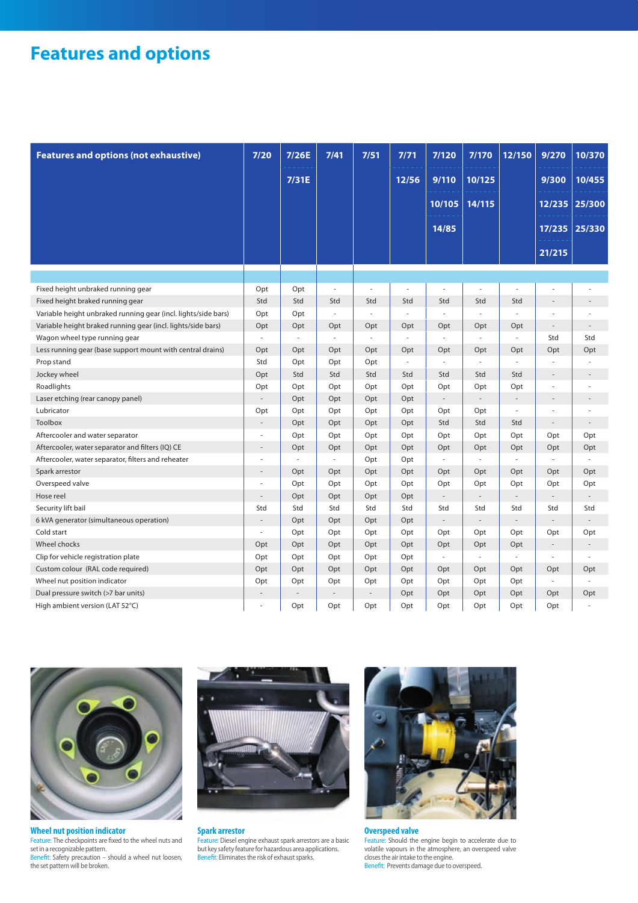# Features and options

| Features and options (not exhaustive) | 7/20 | 7/26E 7/31E | 7/41 | 7/51 | 7/71 12/56 | 7/120 9/110 10/105 14/85 | 7/170 10/125 14/115 | 12/150 | 9/270 9/300 12/235 17/235 21/215 | 10/370 10/455 25/300 25/330 |
|---|---|---|---|---|---|---|---|---|---|---|
| Fixed height unbraked running gear | Opt | Opt | - | - | - | - | - | - | - | - |
| Fixed height braked running gear | Std | Std | Std | Std | Std | Std | Std | Std | - | - |
| Variable height unbraked running gear (incl. lights/side bars) | Opt | Opt | - | - | - | - | - | - | - | - |
| Variable height braked running gear (incl. lights/side bars) | Opt | Opt | Opt | Opt | Opt | Opt | Opt | Opt | - | - |
| Wagon wheel type running gear | - | - | - | - | - | - | - | - | Std | Std |
| Less running gear (base support mount with central drains) | Opt | Opt | Opt | Opt | Opt | Opt | Opt | Opt | Opt | Opt |
| Prop stand | Std | Opt | Opt | Opt | - | - | - | - | - | - |
| Jockey wheel | Opt | Std | Std | Std | Std | Std | Std | Std | - | - |
| Roadlights | Opt | Opt | Opt | Opt | Opt | Opt | Opt | Opt | - | - |
| Laser etching (rear canopy panel) | - | Opt | Opt | Opt | Opt | - | - | - | - | - |
| Lubricator | Opt | Opt | Opt | Opt | Opt | Opt | Opt | - | - | - |
| Toolbox | - | Opt | Opt | Opt | Opt | Std | Std | Std | - | - |
| Aftercooler and water separator | - | Opt | Opt | Opt | Opt | Opt | Opt | Opt | Opt | Opt |
| Aftercooler, water separator and filters (IQ) CE | - | Opt | Opt | Opt | Opt | Opt | Opt | Opt | Opt | Opt |
| Aftercooler, water separator, filters and reheater | - | - | - | Opt | Opt | - | - | - | - | - |
| Spark arrestor | - | Opt | Opt | Opt | Opt | Opt | Opt | Opt | Opt | Opt |
| Overspeed valve | - | Opt | Opt | Opt | Opt | Opt | Opt | Opt | Opt | Opt |
| Hose reel | - | Opt | Opt | Opt | Opt | - | - | - | - | - |
| Security lift bail | Std | Std | Std | Std | Std | Std | Std | Std | Std | Std |
| 6 kVA generator (simultaneous operation) | - | Opt | Opt | Opt | Opt | - | - | - | - | - |
| Cold start | - | Opt | Opt | Opt | Opt | Opt | Opt | Opt | Opt | Opt |
| Wheel chocks | Opt | Opt | Opt | Opt | Opt | Opt | Opt | Opt | - | - |
| Clip for vehicle registration plate | Opt | Opt | Opt | Opt | Opt | - | - | - | - | - |
| Custom colour (RAL code required) | Opt | Opt | Opt | Opt | Opt | Opt | Opt | Opt | Opt | Opt |
| Wheel nut position indicator | Opt | Opt | Opt | Opt | Opt | Opt | Opt | Opt | - | - |
| Dual pressure switch (>7 bar units) | - | - | - | - | Opt | Opt | Opt | Opt | Opt | Opt |
| High ambient version (LAT 52°C) | - | Opt | Opt | Opt | Opt | Opt | Opt | Opt | Opt | - |

**Wheel nut position indicator**
Feature: The checkpoints are fixed to the wheel nuts and set in a recognizable pattern.
Benefit: Safety precaution – should a wheel nut loosen, the set pattern will be broken.

**Spark arrestor**
Feature: Diesel engine exhaust spark arrestors are a basic but key safety feature for hazardous area applications.
Benefit: Eliminates the risk of exhaust sparks.

**Overspeed valve**
Feature: Should the engine begin to accelerate due to volatile vapours in the atmosphere, an overspeed valve closes the air intake to the engine.
Benefit: Prevents damage due to overspeed.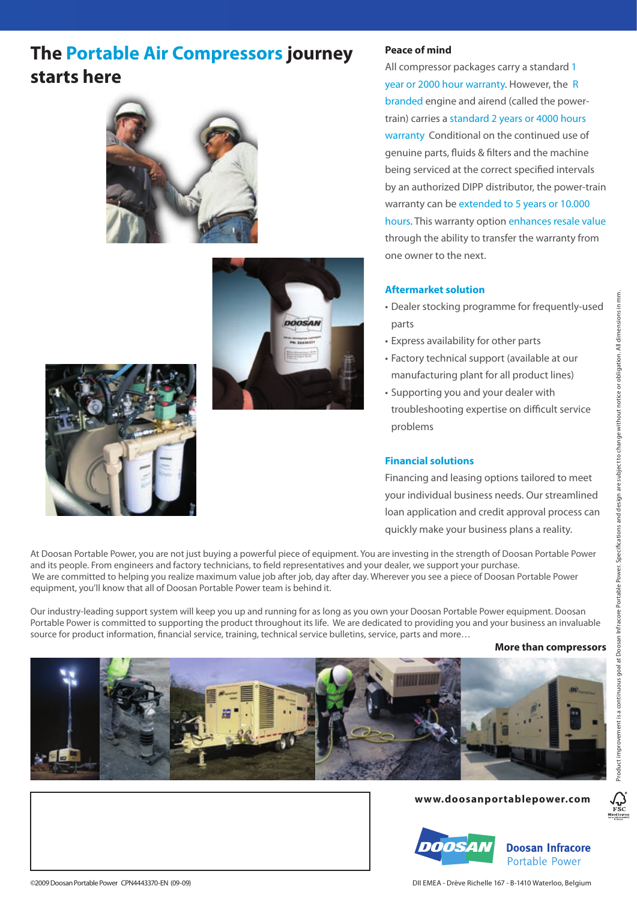# The Portable Air Compressors journey starts here

### Peace of mind

All compressor packages carry a standard 1 year or 2000 hour warranty. However, the R branded engine and airend (called the power-train) carries a standard 2 years or 4000 hours warranty Conditional on the continued use of genuine parts, fluids & filters and the machine being serviced at the correct specified intervals by an authorized DIPP distributor, the power-train warranty can be extended to 5 years or 10.000 hours. This warranty option enhances resale value through the ability to transfer the warranty from one owner to the next.

### Aftermarket solution

- Dealer stocking programme for frequently-used parts
- Express availability for other parts
- Factory technical support (available at our manufacturing plant for all product lines)
- Supporting you and your dealer with troubleshooting expertise on difficult service problems

### Financial solutions

Financing and leasing options tailored to meet your individual business needs. Our streamlined loan application and credit approval process can quickly make your business plans a reality.

At Doosan Portable Power, you are not just buying a powerful piece of equipment. You are investing in the strength of Doosan Portable Power and its people. From engineers and factory technicians, to field representatives and your dealer, we support your purchase. We are committed to helping you realize maximum value job after job, day after day. Wherever you see a piece of Doosan Portable Power equipment, you'll know that all of Doosan Portable Power team is behind it.

Our industry-leading support system will keep you up and running for as long as you own your Doosan Portable Power equipment. Doosan Portable Power is committed to supporting the product throughout its life. We are dedicated to providing you and your business an invaluable source for product information, financial service, training, technical service bulletins, service, parts and more…

**More than compressors**

www.doosanportablepower.com

Doosan Infracore Portable Power

Product improvement is a continuous goal at Doosan Infracore Portable Power. Specifications and design are subject to change without notice or obligation. All dimensions in mm.

©2009 Doosan Portable Power CPN4443370-EN (09-09)

DII EMEA - Drève Richelle 167 - B-1410 Waterloo, Belgium